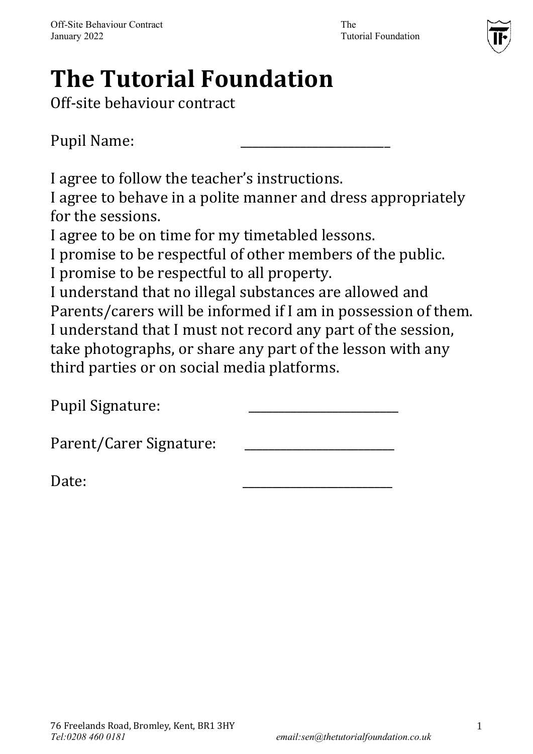# The Tutorial Foundation

Off-site behaviour contract

Pupil Name: ______________________

I agree to follow the teacher's instructions.
I agree to behave in a polite manner and dress appropriately for the sessions.
I agree to be on time for my timetabled lessons.
I promise to be respectful of other members of the public.
I promise to be respectful to all property.
I understand that no illegal substances are allowed and Parents/carers will be informed if I am in possession of them.
I understand that I must not record any part of the session, take photographs, or share any part of the lesson with any third parties or on social media platforms.

Pupil Signature: ______________________

Parent/Carer Signature: ______________________

Date: ______________________

76 Freelands Road, Bromley, Kent, BR1 3HY
*Tel:0208 460 0181* *email:sen@thetutorialfoundation.co.uk*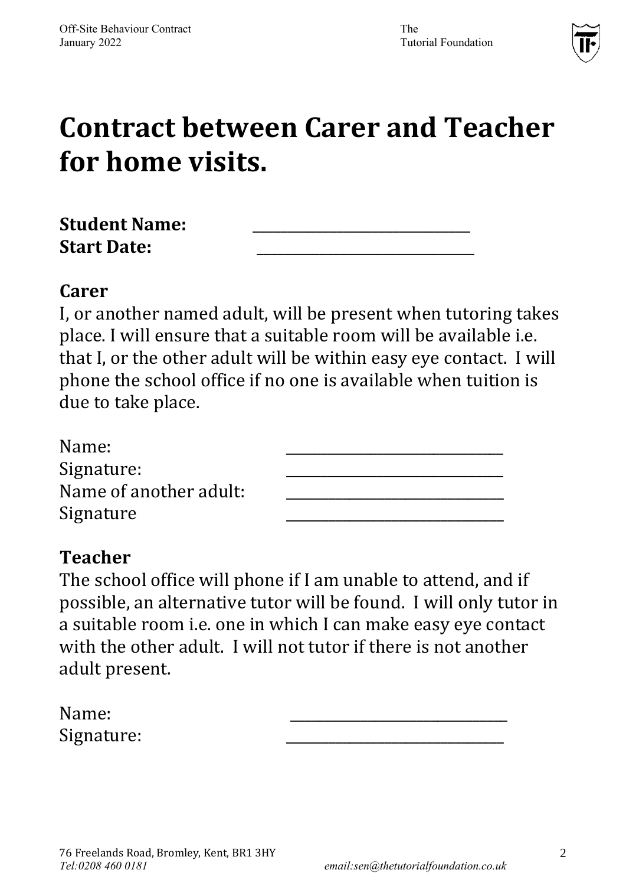# Contract between Carer and Teacher for home visits.

**Student Name:** ______________________________
**Start Date:** ______________________________

## Carer

I, or another named adult, will be present when tutoring takes place. I will ensure that a suitable room will be available i.e. that I, or the other adult will be within easy eye contact. I will phone the school office if no one is available when tuition is due to take place.

Name: ______________________________
Signature: ______________________________
Name of another adult: ______________________________
Signature ______________________________

## Teacher

The school office will phone if I am unable to attend, and if possible, an alternative tutor will be found. I will only tutor in a suitable room i.e. one in which I can make easy eye contact with the other adult. I will not tutor if there is not another adult present.

Name: ______________________________
Signature: ______________________________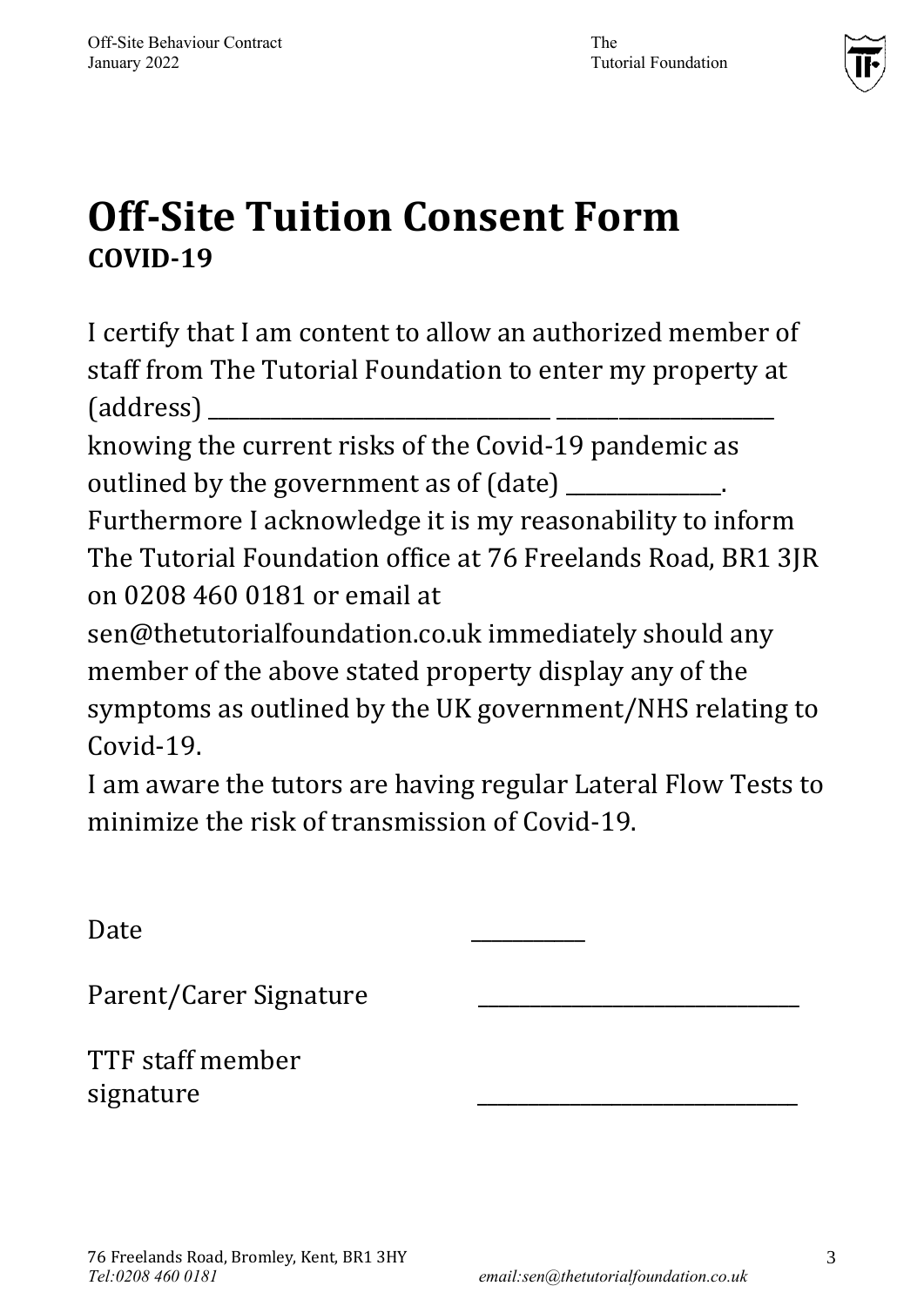# Off-Site Tuition Consent Form

**COVID-19**

I certify that I am content to allow an authorized member of staff from The Tutorial Foundation to enter my property at (address) ________________________________ ____________________ knowing the current risks of the Covid-19 pandemic as outlined by the government as of (date) ______________. Furthermore I acknowledge it is my reasonability to inform The Tutorial Foundation office at 76 Freelands Road, BR1 3JR on 0208 460 0181 or email at sen@thetutorialfoundation.co.uk immediately should any member of the above stated property display any of the symptoms as outlined by the UK government/NHS relating to Covid-19.

I am aware the tutors are having regular Lateral Flow Tests to minimize the risk of transmission of Covid-19.

Date ___________

Parent/Carer Signature ______________________________

TTF staff member signature ______________________________